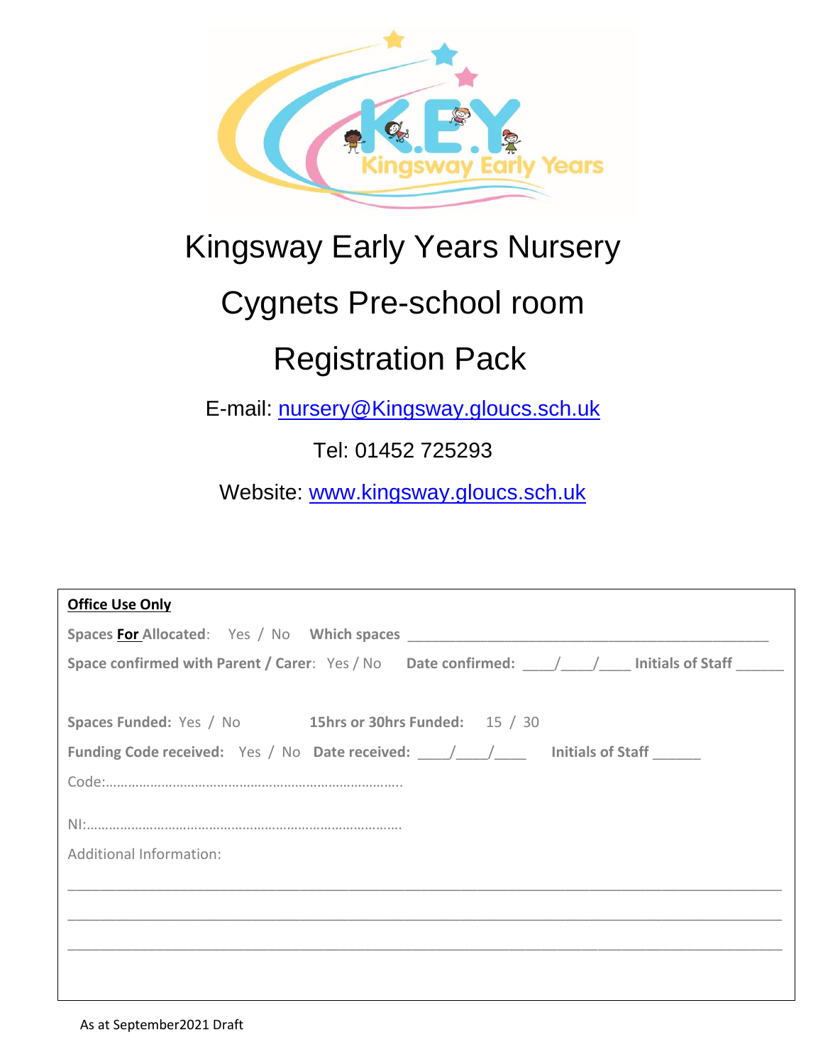# Kingsway Early Years Nursery

# Cygnets Pre-school room

# Registration Pack

E-mail: nursery@Kingsway.gloucs.sch.uk

Tel: 01452 725293

Website: www.kingsway.gloucs.sch.uk

**Office Use Only**

**Spaces For Allocated**: Yes / No **Which spaces** ____________________________________________

**Space confirmed with Parent / Carer**: Yes / No **Date confirmed:** ____/____/____ **Initials of Staff** ______

**Spaces Funded:** Yes / No **15hrs or 30hrs Funded:** 15 / 30

**Funding Code received:** Yes / No **Date received:** ____/____/____ **Initials of Staff** ______

Code:…………………………………………………………………….

NI:………………………………………………………………………….

Additional Information:

_____________________________________________________________________________

_____________________________________________________________________________

_____________________________________________________________________________

As at September2021 Draft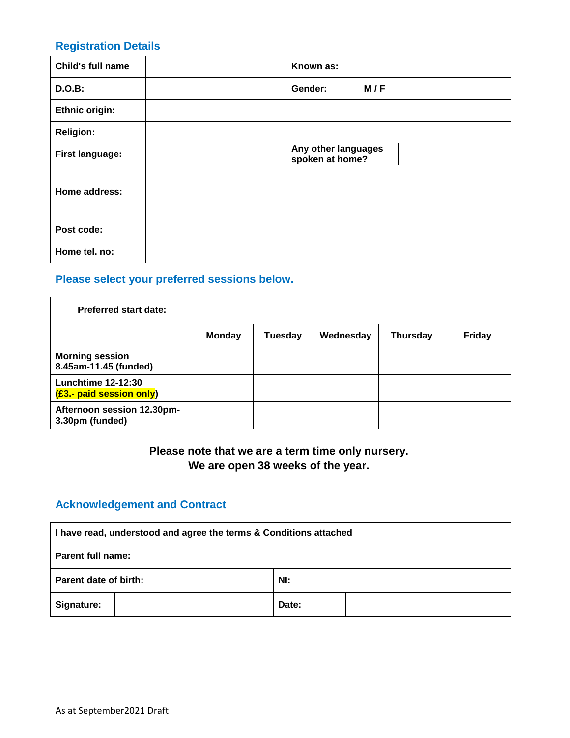## Registration Details

| Child's full name | | Known as: | |
|---|---|---|---|
| **D.O.B:** | | **Gender:** | **M / F** |
| **Ethnic origin:** | | | |
| **Religion:** | | | |
| **First language:** | | **Any other languages spoken at home?** | |
| **Home address:** | | | |
| **Post code:** | | | |
| **Home tel. no:** | | | |

## Please select your preferred sessions below.

| Preferred start date: | | | | | |
|---|---|---|---|---|---|
| | **Monday** | **Tuesday** | **Wednesday** | **Thursday** | **Friday** |
| **Morning session 8.45am-11.45 (funded)** | | | | | |
| **Lunchtime 12-12:30 (£3.- paid session only)** | | | | | |
| **Afternoon session 12.30pm-3.30pm (funded)** | | | | | |

**Please note that we are a term time only nursery.**
**We are open 38 weeks of the year.**

## Acknowledgement and Contract

| I have read, understood and agree the terms & Conditions attached | | | |
|---|---|---|---|
| **Parent full name:** | | | |
| **Parent date of birth:** | | **NI:** | |
| **Signature:** | | **Date:** | |

As at September2021 Draft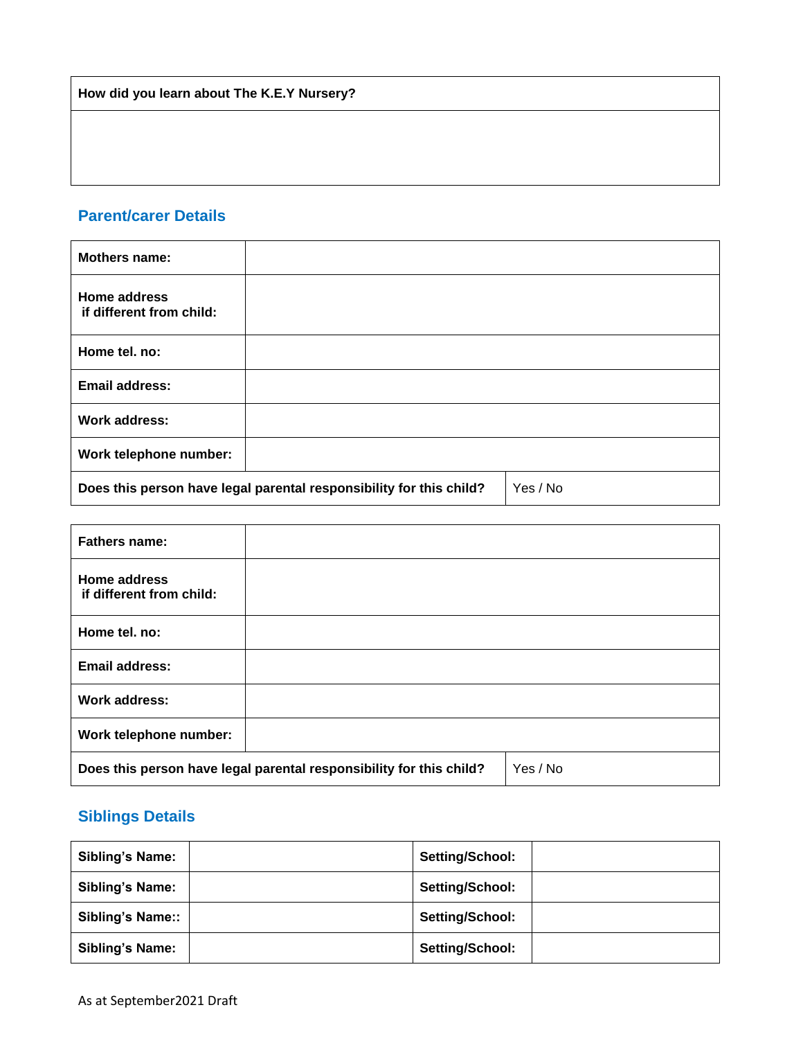| How did you learn about The K.E.Y Nursery? |
| --- |
| |

## Parent/carer Details

| **Mothers name:** | | |
| --- | --- | --- |
| **Home address if different from child:** | | |
| **Home tel. no:** | | |
| **Email address:** | | |
| **Work address:** | | |
| **Work telephone number:** | | |
| **Does this person have legal parental responsibility for this child?** | | Yes / No |

| **Fathers name:** | | |
| --- | --- | --- |
| **Home address if different from child:** | | |
| **Home tel. no:** | | |
| **Email address:** | | |
| **Work address:** | | |
| **Work telephone number:** | | |
| **Does this person have legal parental responsibility for this child?** | | Yes / No |

## Siblings Details

| **Sibling's Name:** | | **Setting/School:** | |
| --- | --- | --- | --- |
| **Sibling's Name:** | | **Setting/School:** | |
| **Sibling's Name::** | | **Setting/School:** | |
| **Sibling's Name:** | | **Setting/School:** | |

As at September2021 Draft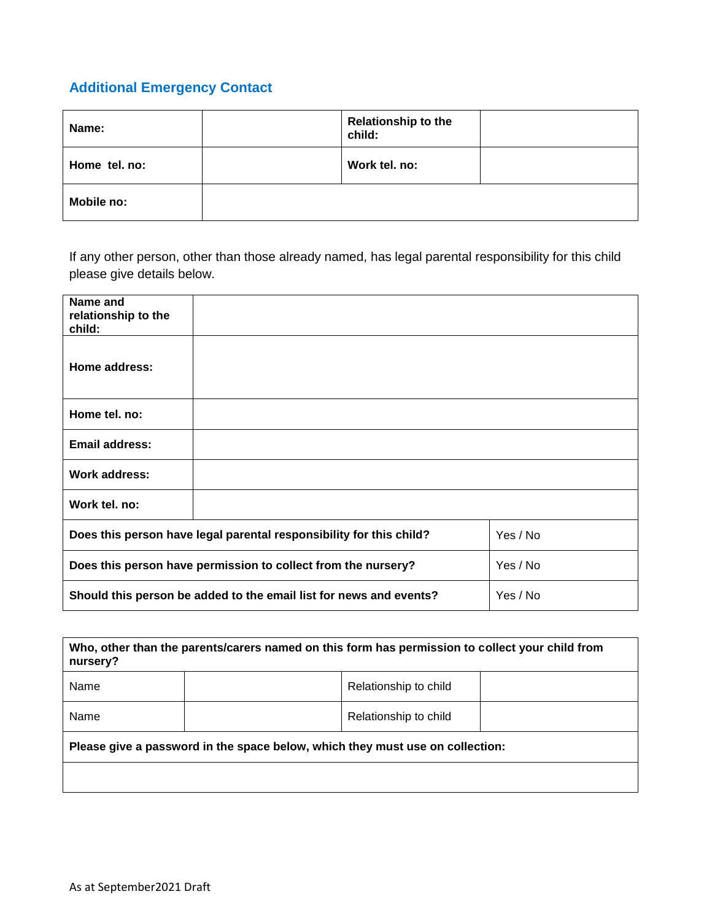## Additional Emergency Contact

| **Name:** | | **Relationship to the child:** | |
|---|---|---|---|
| **Home tel. no:** | | **Work tel. no:** | |
| **Mobile no:** | | | |

If any other person, other than those already named, has legal parental responsibility for this child please give details below.

| **Name and relationship to the child:** | | |
|---|---|---|
| **Home address:** | | |
| **Home tel. no:** | | |
| **Email address:** | | |
| **Work address:** | | |
| **Work tel. no:** | | |
| **Does this person have legal parental responsibility for this child?** | | Yes / No |
| **Does this person have permission to collect from the nursery?** | | Yes / No |
| **Should this person be added to the email list for news and events?** | | Yes / No |

| **Who, other than the parents/carers named on this form has permission to collect your child from nursery?** | | | |
|---|---|---|---|
| Name | | Relationship to child | |
| Name | | Relationship to child | |
| **Please give a password in the space below, which they must use on collection:** | | | |
| | | | |

As at September2021 Draft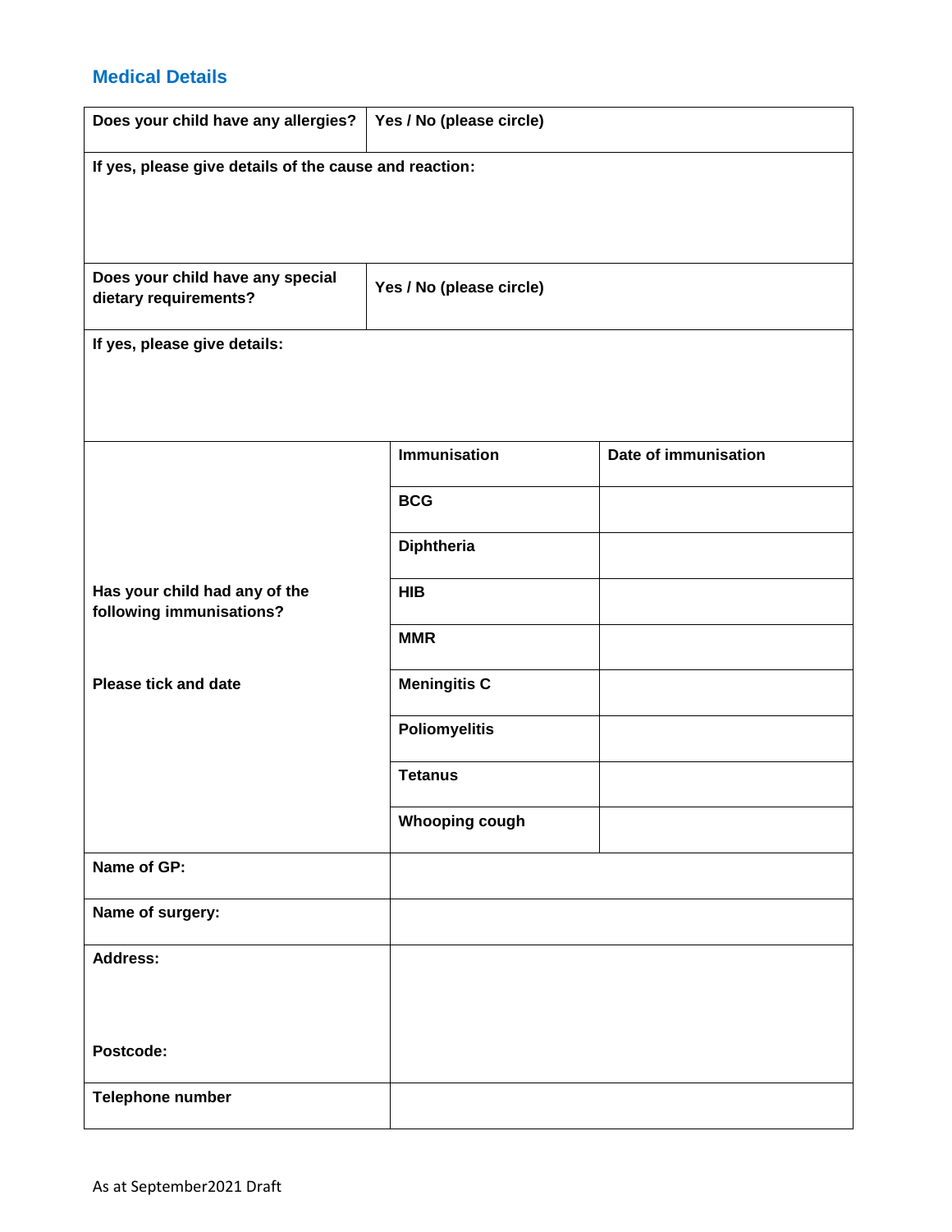## Medical Details

| Does your child have any allergies? | Yes / No (please circle) |
|---|---|
| If yes, please give details of the cause and reaction: | |
| Does your child have any special dietary requirements? | Yes / No (please circle) |
| If yes, please give details: | |

| Has your child had any of the following immunisations?<br><br>Please tick and date | Immunisation | Date of immunisation |
|---|---|---|
| | BCG | |
| | Diphtheria | |
| | HIB | |
| | MMR | |
| | Meningitis C | |
| | Poliomyelitis | |
| | Tetanus | |
| | Whooping cough | |

| Name of GP: | |
|---|---|
| Name of surgery: | |
| Address:<br><br>Postcode: | |
| Telephone number | |

As at September2021 Draft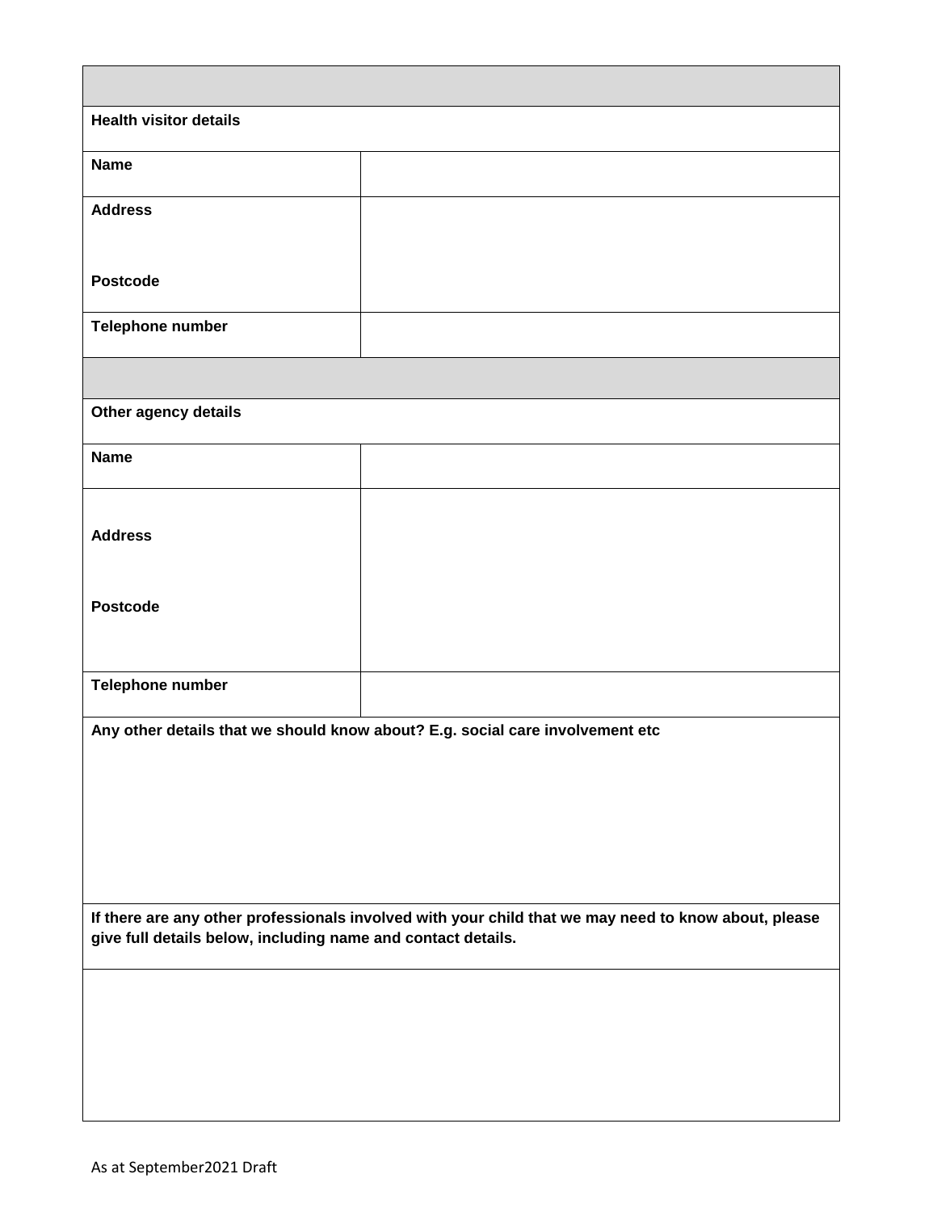| | |
|---|---|
| **Health visitor details** | |
| **Name** | |
| **Address**<br><br>**Postcode** | |
| **Telephone number** | |
| | |
| **Other agency details** | |
| **Name** | |
| **Address**<br><br>**Postcode** | |
| **Telephone number** | |
| **Any other details that we should know about? E.g. social care involvement etc** | |
| **If there are any other professionals involved with your child that we may need to know about, please give full details below, including name and contact details.** | |
| | |

As at September2021 Draft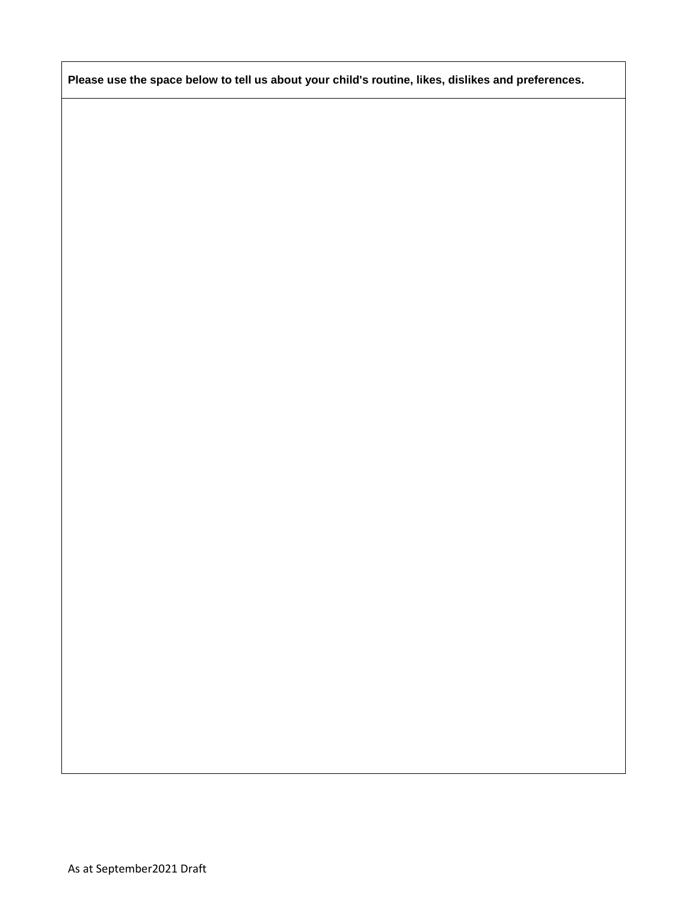| **Please use the space below to tell us about your child's routine, likes, dislikes and preferences.** |
| --- |
| |

As at September2021 Draft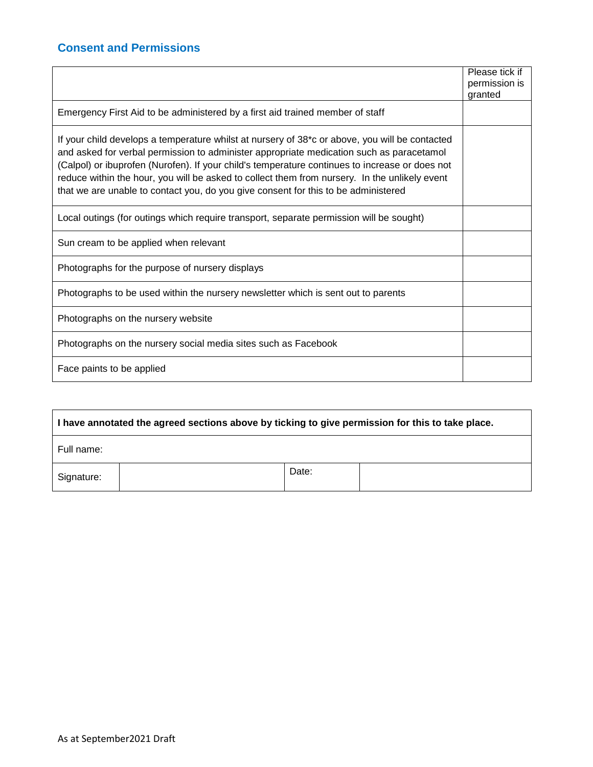## Consent and Permissions

| | Please tick if permission is granted |
|---|---|
| Emergency First Aid to be administered by a first aid trained member of staff | |
| If your child develops a temperature whilst at nursery of 38*c or above, you will be contacted and asked for verbal permission to administer appropriate medication such as paracetamol (Calpol) or ibuprofen (Nurofen). If your child's temperature continues to increase or does not reduce within the hour, you will be asked to collect them from nursery. In the unlikely event that we are unable to contact you, do you give consent for this to be administered | |
| Local outings (for outings which require transport, separate permission will be sought) | |
| Sun cream to be applied when relevant | |
| Photographs for the purpose of nursery displays | |
| Photographs to be used within the nursery newsletter which is sent out to parents | |
| Photographs on the nursery website | |
| Photographs on the nursery social media sites such as Facebook | |
| Face paints to be applied | |

| **I have annotated the agreed sections above by ticking to give permission for this to take place.** | | | |
|---|---|---|---|
| Full name: | | | |
| Signature: | | Date: | |

As at September2021 Draft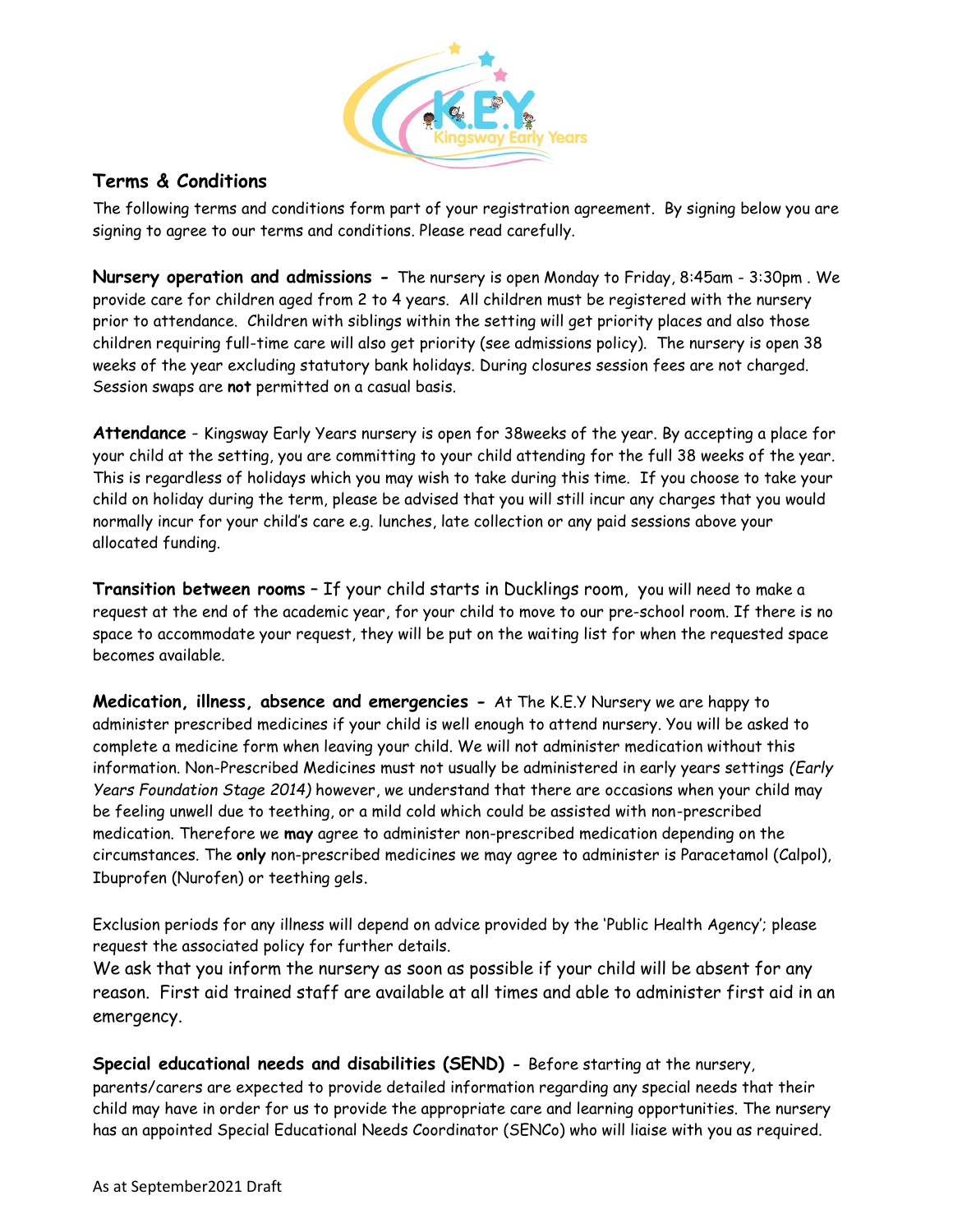## Terms & Conditions

The following terms and conditions form part of your registration agreement. By signing below you are signing to agree to our terms and conditions. Please read carefully.

**Nursery operation and admissions -** The nursery is open Monday to Friday, 8:45am - 3:30pm . We provide care for children aged from 2 to 4 years. All children must be registered with the nursery prior to attendance. Children with siblings within the setting will get priority places and also those children requiring full-time care will also get priority (see admissions policy). The nursery is open 38 weeks of the year excluding statutory bank holidays. During closures session fees are not charged. Session swaps are **not** permitted on a casual basis.

**Attendance** - Kingsway Early Years nursery is open for 38weeks of the year. By accepting a place for your child at the setting, you are committing to your child attending for the full 38 weeks of the year. This is regardless of holidays which you may wish to take during this time. If you choose to take your child on holiday during the term, please be advised that you will still incur any charges that you would normally incur for your child's care e.g. lunches, late collection or any paid sessions above your allocated funding.

**Transition between rooms** – If your child starts in Ducklings room, you will need to make a request at the end of the academic year, for your child to move to our pre-school room. If there is no space to accommodate your request, they will be put on the waiting list for when the requested space becomes available.

**Medication, illness, absence and emergencies -** At The K.E.Y Nursery we are happy to administer prescribed medicines if your child is well enough to attend nursery. You will be asked to complete a medicine form when leaving your child. We will not administer medication without this information. Non-Prescribed Medicines must not usually be administered in early years settings *(Early Years Foundation Stage 2014)* however, we understand that there are occasions when your child may be feeling unwell due to teething, or a mild cold which could be assisted with non-prescribed medication. Therefore we **may** agree to administer non-prescribed medication depending on the circumstances. The **only** non-prescribed medicines we may agree to administer is Paracetamol (Calpol), Ibuprofen (Nurofen) or teething gels.

Exclusion periods for any illness will depend on advice provided by the 'Public Health Agency'; please request the associated policy for further details.
We ask that you inform the nursery as soon as possible if your child will be absent for any reason. First aid trained staff are available at all times and able to administer first aid in an emergency.

**Special educational needs and disabilities (SEND) -** Before starting at the nursery, parents/carers are expected to provide detailed information regarding any special needs that their child may have in order for us to provide the appropriate care and learning opportunities. The nursery has an appointed Special Educational Needs Coordinator (SENCo) who will liaise with you as required.

As at September2021 Draft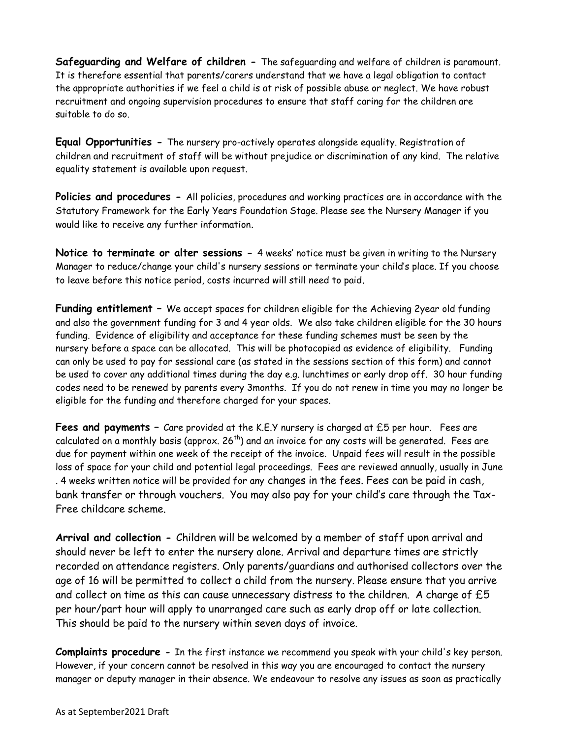**Safeguarding and Welfare of children -** The safeguarding and welfare of children is paramount. It is therefore essential that parents/carers understand that we have a legal obligation to contact the appropriate authorities if we feel a child is at risk of possible abuse or neglect. We have robust recruitment and ongoing supervision procedures to ensure that staff caring for the children are suitable to do so.

**Equal Opportunities -** The nursery pro-actively operates alongside equality. Registration of children and recruitment of staff will be without prejudice or discrimination of any kind. The relative equality statement is available upon request.

**Policies and procedures -** All policies, procedures and working practices are in accordance with the Statutory Framework for the Early Years Foundation Stage. Please see the Nursery Manager if you would like to receive any further information.

**Notice to terminate or alter sessions -** 4 weeks' notice must be given in writing to the Nursery Manager to reduce/change your child's nursery sessions or terminate your child's place. If you choose to leave before this notice period, costs incurred will still need to paid.

**Funding entitlement –** We accept spaces for children eligible for the Achieving 2year old funding and also the government funding for 3 and 4 year olds. We also take children eligible for the 30 hours funding. Evidence of eligibility and acceptance for these funding schemes must be seen by the nursery before a space can be allocated. This will be photocopied as evidence of eligibility. Funding can only be used to pay for sessional care (as stated in the sessions section of this form) and cannot be used to cover any additional times during the day e.g. lunchtimes or early drop off. 30 hour funding codes need to be renewed by parents every 3months. If you do not renew in time you may no longer be eligible for the funding and therefore charged for your spaces.

**Fees and payments –** Care provided at the K.E.Y nursery is charged at £5 per hour. Fees are calculated on a monthly basis (approx. 26th) and an invoice for any costs will be generated. Fees are due for payment within one week of the receipt of the invoice. Unpaid fees will result in the possible loss of space for your child and potential legal proceedings. Fees are reviewed annually, usually in June . 4 weeks written notice will be provided for any changes in the fees. Fees can be paid in cash, bank transfer or through vouchers. You may also pay for your child's care through the Tax-Free childcare scheme.

**Arrival and collection -** Children will be welcomed by a member of staff upon arrival and should never be left to enter the nursery alone. Arrival and departure times are strictly recorded on attendance registers. Only parents/guardians and authorised collectors over the age of 16 will be permitted to collect a child from the nursery. Please ensure that you arrive and collect on time as this can cause unnecessary distress to the children. A charge of £5 per hour/part hour will apply to unarranged care such as early drop off or late collection. This should be paid to the nursery within seven days of invoice.

**Complaints procedure -** In the first instance we recommend you speak with your child's key person. However, if your concern cannot be resolved in this way you are encouraged to contact the nursery manager or deputy manager in their absence. We endeavour to resolve any issues as soon as practically

As at September2021 Draft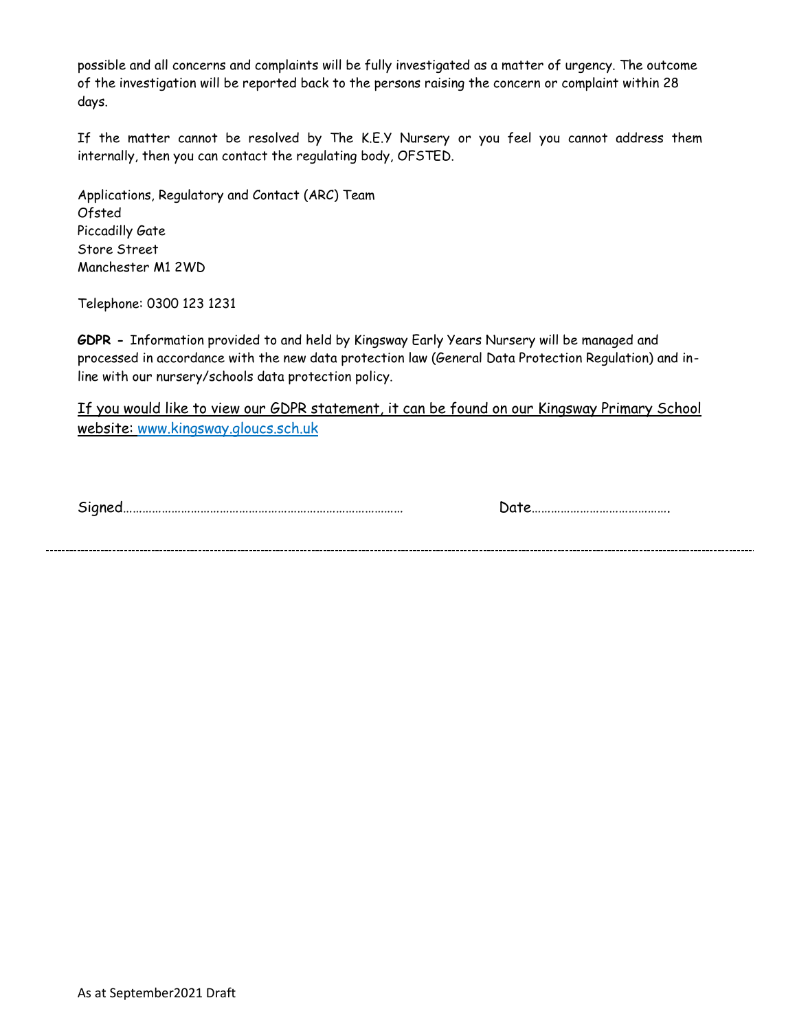possible and all concerns and complaints will be fully investigated as a matter of urgency. The outcome of the investigation will be reported back to the persons raising the concern or complaint within 28 days.

If the matter cannot be resolved by The K.E.Y Nursery or you feel you cannot address them internally, then you can contact the regulating body, OFSTED.

Applications, Regulatory and Contact (ARC) Team
Ofsted
Piccadilly Gate
Store Street
Manchester M1 2WD

Telephone: 0300 123 1231

**GDPR -** Information provided to and held by Kingsway Early Years Nursery will be managed and processed in accordance with the new data protection law (General Data Protection Regulation) and in-line with our nursery/schools data protection policy.

If you would like to view our GDPR statement, it can be found on our Kingsway Primary School website: www.kingsway.gloucs.sch.uk

Signed…………………………………………………………………………… Date…………………………………….

As at September2021 Draft